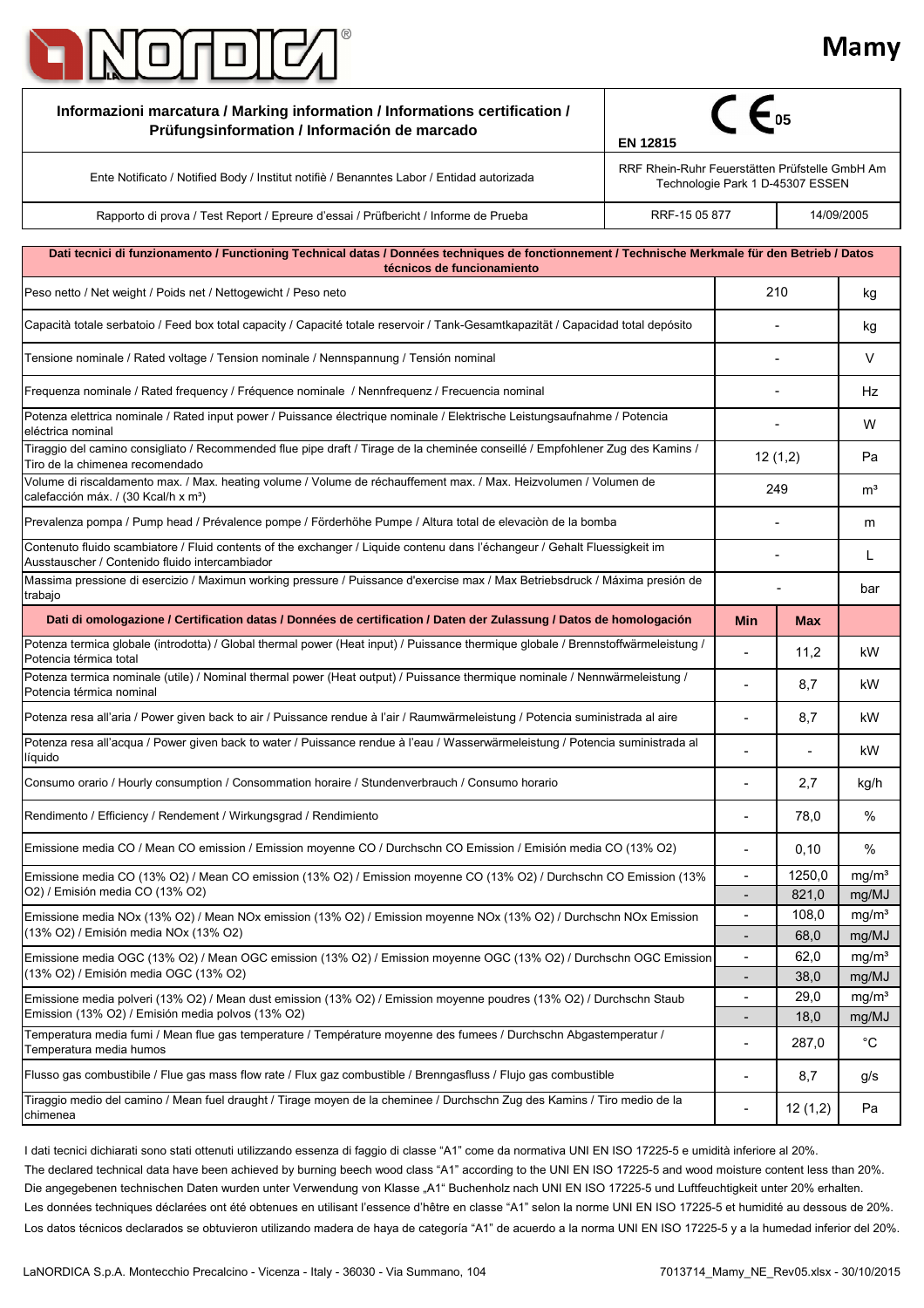# Mamy

| Informazioni marcatura / Marking information / Informations certification / Prüfungsinformation / Información de marcado | EN 12815 CE 05 | |
|---|---|---|
| Ente Notificato / Notified Body / Institut notifiè / Benanntes Labor / Entidad autorizada | RRF Rhein-Ruhr Feuerstätten Prüfstelle GmbH Am Technologie Park 1 D-45307 ESSEN | |
| Rapporto di prova / Test Report / Epreure d'essai / Prüfbericht / Informe de Prueba | RRF-15 05 877 | 14/09/2005 |

| Dati tecnici di funzionamento / Functioning Technical datas / Données techniques de fonctionnement / Technische Merkmale für den Betrieb / Datos técnicos de funcionamiento | | | |
|---|---|---|---|
| Peso netto / Net weight / Poids net / Nettogewicht / Peso neto | 210 | | kg |
| Capacità totale serbatoio / Feed box total capacity / Capacité totale reservoir / Tank-Gesamtkapazität / Capacidad total depósito | - | | kg |
| Tensione nominale / Rated voltage / Tension nominale / Nennspannung / Tensión nominal | - | | V |
| Frequenza nominale / Rated frequency / Fréquence nominale / Nennfrequenz / Frecuencia nominal | - | | Hz |
| Potenza elettrica nominale / Rated input power / Puissance électrique nominale / Elektrische Leistungsaufnahme / Potencia eléctrica nominal | - | | W |
| Tiraggio del camino consigliato / Recommended flue pipe draft / Tirage de la cheminée conseillé / Empfohlener Zug des Kamins / Tiro de la chimenea recomendado | 12 (1,2) | | Pa |
| Volume di riscaldamento max. / Max. heating volume / Volume de réchauffement max. / Max. Heizvolumen / Volumen de calefacción máx. / (30 Kcal/h x m³) | 249 | | m³ |
| Prevalenza pompa / Pump head / Prévalence pompe / Förderhöhe Pumpe / Altura total de elevaciòn de la bomba | - | | m |
| Contenuto fluido scambiatore / Fluid contents of the exchanger / Liquide contenu dans l'échangeur / Gehalt Fluessigkeit im Ausstauscher / Contenido fluido intercambiador | - | | L |
| Massima pressione di esercizio / Maximun working pressure / Puissance d'exercise max / Max Betriebsdruck / Máxima presión de trabajo | - | | bar |
| **Dati di omologazione / Certification datas / Données de certification / Daten der Zulassung / Datos de homologación** | **Min** | **Max** | |
| Potenza termica globale (introdotta) / Global thermal power (Heat input) / Puissance thermique globale / Brennstoffwärmeleistung / Potencia térmica total | - | 11,2 | kW |
| Potenza termica nominale (utile) / Nominal thermal power (Heat output) / Puissance thermique nominale / Nennwärmeleistung / Potencia térmica nominal | - | 8,7 | kW |
| Potenza resa all'aria / Power given back to air / Puissance rendue à l'air / Raumwärmeleistung / Potencia suministrada al aire | - | 8,7 | kW |
| Potenza resa all'acqua / Power given back to water / Puissance rendue à l'eau / Wasserwärmeleistung / Potencia suministrada al líquido | - | - | kW |
| Consumo orario / Hourly consumption / Consommation horaire / Stundenverbrauch / Consumo horario | - | 2,7 | kg/h |
| Rendimento / Efficiency / Rendement / Wirkungsgrad / Rendimiento | - | 78,0 | % |
| Emissione media CO / Mean CO emission / Emission moyenne CO / Durchschn CO Emission / Emisión media CO (13% O2) | - | 0,10 | % |
| Emissione media CO (13% O2) / Mean CO emission (13% O2) / Emission moyenne CO (13% O2) / Durchschn CO Emission (13% O2) / Emisión media CO (13% O2) | - | 1250,0 | mg/m³ |
| | - | 821,0 | mg/MJ |
| Emissione media NOx (13% O2) / Mean NOx emission (13% O2) / Emission moyenne NOx (13% O2) / Durchschn NOx Emission (13% O2) / Emisión media NOx (13% O2) | - | 108,0 | mg/m³ |
| | - | 68,0 | mg/MJ |
| Emissione media OGC (13% O2) / Mean OGC emission (13% O2) / Emission moyenne OGC (13% O2) / Durchschn OGC Emission (13% O2) / Emisión media OGC (13% O2) | - | 62,0 | mg/m³ |
| | - | 38,0 | mg/MJ |
| Emissione media polveri (13% O2) / Mean dust emission (13% O2) / Emission moyenne poudres (13% O2) / Durchschn Staub Emission (13% O2) / Emisión media polvos (13% O2) | - | 29,0 | mg/m³ |
| | - | 18,0 | mg/MJ |
| Temperatura media fumi / Mean flue gas temperature / Température moyenne des fumees / Durchschn Abgastemperatur / Temperatura media humos | - | 287,0 | °C |
| Flusso gas combustibile / Flue gas mass flow rate / Flux gaz combustible / Brenngasfluss / Flujo gas combustible | - | 8,7 | g/s |
| Tiraggio medio del camino / Mean fuel draught / Tirage moyen de la cheminee / Durchschn Zug des Kamins / Tiro medio de la chimenea | - | 12 (1,2) | Pa |

I dati tecnici dichiarati sono stati ottenuti utilizzando essenza di faggio di classe "A1" come da normativa UNI EN ISO 17225-5 e umidità inferiore al 20%.
The declared technical data have been achieved by burning beech wood class "A1" according to the UNI EN ISO 17225-5 and wood moisture content less than 20%.
Die angegebenen technischen Daten wurden unter Verwendung von Klasse „A1" Buchenholz nach UNI EN ISO 17225-5 und Luftfeuchtigkeit unter 20% erhalten.
Les données techniques déclarées ont été obtenues en utilisant l'essence d'hêtre en classe "A1" selon la norme UNI EN ISO 17225-5 et humidité au dessous de 20%.
Los datos técnicos declarados se obtuvieron utilizando madera de haya de categoría "A1" de acuerdo a la norma UNI EN ISO 17225-5 y a la humedad inferior del 20%.

LaNORDICA S.p.A. Montecchio Precalcino - Vicenza - Italy - 36030 - Via Summano, 104 — 7013714_Mamy_NE_Rev05.xlsx - 30/10/2015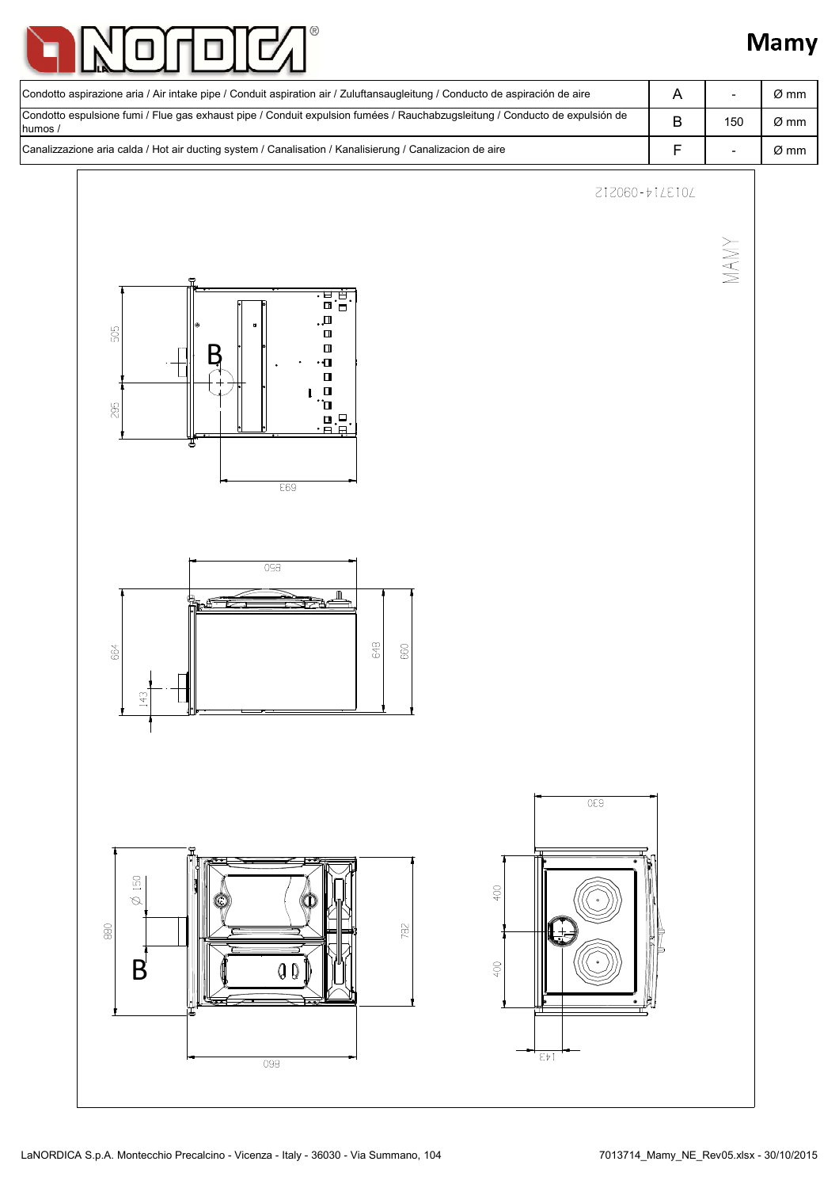# Mamy

| | | | |
|---|---|---|---|
| Condotto aspirazione aria / Air intake pipe / Conduit aspiration air / Zuluftansaugleitung / Conducto de aspiración de aire | A | - | Ø mm |
| Condotto espulsione fumi / Flue gas exhaust pipe / Conduit expulsion fumées / Rauchabzugsleitung / Conducto de expulsión de humos / | B | 150 | Ø mm |
| Canalizzazione aria calda / Hot air ducting system / Canalisation / Kanalisierung / Canalizacion de aire | F | - | Ø mm |

7013714-090212

MAMY

505
295
B
693

850
664
143
648
660

830
880
Ø 150
B
782
860
400
400
143